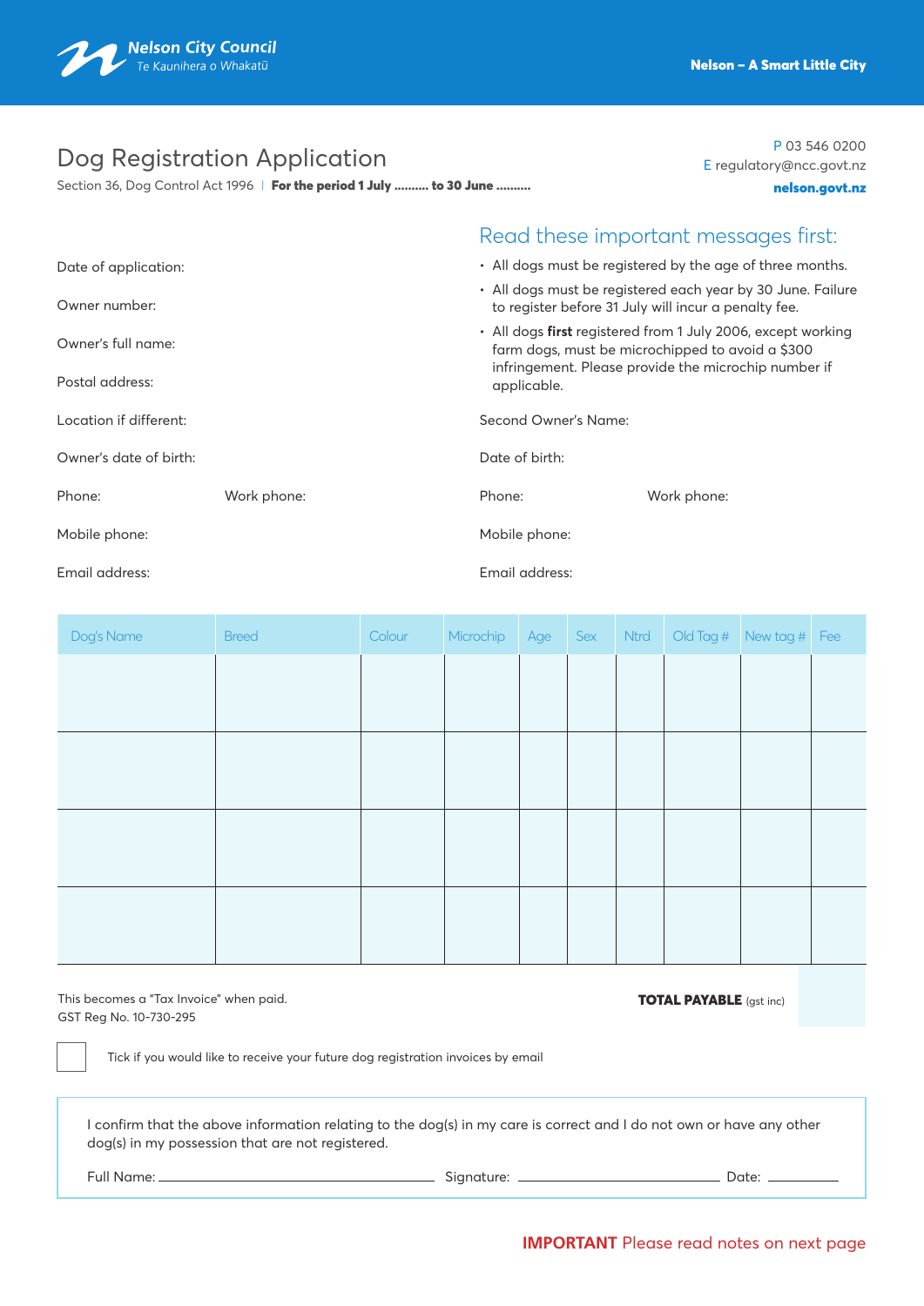**Nelson City Council**
Te Kaunihera o Whakatū

**Nelson – A Smart Little City**

# Dog Registration Application

Section 36, Dog Control Act 1996 | **For the period 1 July ......... to 30 June .........**

P 03 546 0200
E regulatory@ncc.govt.nz
**nelson.govt.nz**

## Read these important messages first:

- All dogs must be registered by the age of three months.
- All dogs must be registered each year by 30 June. Failure to register before 31 July will incur a penalty fee.
- All dogs **first** registered from 1 July 2006, except working farm dogs, must be microchipped to avoid a $300 infringement. Please provide the microchip number if applicable.

Date of application:

Owner number:

Owner's full name:

Postal address:

Location if different:

Owner's date of birth:

Phone: Work phone:

Mobile phone:

Email address:

Second Owner's Name:

Date of birth:

Phone: Work phone:

Mobile phone:

Email address:

| Dog's Name | Breed | Colour | Microchip | Age | Sex | Ntrd | Old Tag # | New tag # | Fee |
|---|---|---|---|---|---|---|---|---|---|
| | | | | | | | | | |
| | | | | | | | | | |
| | | | | | | | | | |
| | | | | | | | | | |

This becomes a "Tax Invoice" when paid.
GST Reg No. 10-730-295

**TOTAL PAYABLE** (gst inc)

☐ Tick if you would like to receive your future dog registration invoices by email

I confirm that the above information relating to the dog(s) in my care is correct and I do not own or have any other dog(s) in my possession that are not registered.

Full Name: ______________________ Signature: ______________________ Date: __________

**IMPORTANT** Please read notes on next page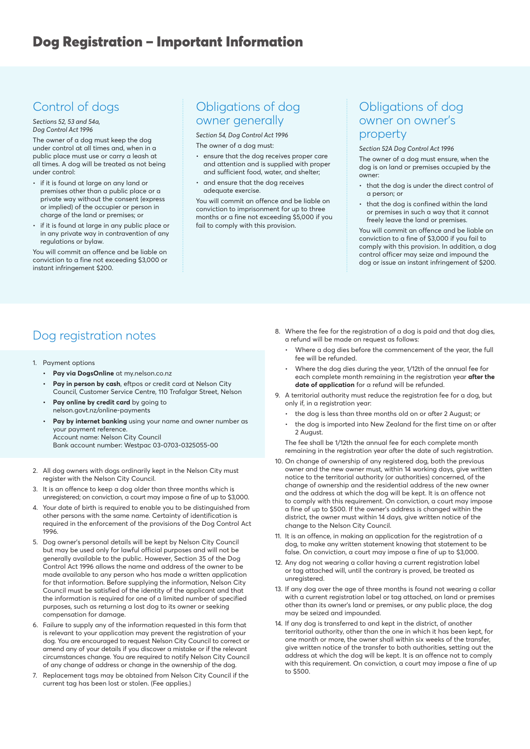# Dog Registration – Important Information

## Control of dogs

*Sections 52, 53 and 54a, Dog Control Act 1996*

The owner of a dog must keep the dog under control at all times and, when in a public place must use or carry a leash at all times. A dog will be treated as not being under control:

- if it is found at large on any land or premises other than a public place or a private way without the consent (express or implied) of the occupier or person in charge of the land or premises; or
- if it is found at large in any public place or in any private way in contravention of any regulations or bylaw.

You will commit an offence and be liable on conviction to a fine not exceeding $3,000 or instant infringement $200.

## Obligations of dog owner generally

*Section 54, Dog Control Act 1996*

The owner of a dog must:

- ensure that the dog receives proper care and attention and is supplied with proper and sufficient food, water, and shelter;
- and ensure that the dog receives adequate exercise.

You will commit an offence and be liable on conviction to imprisonment for up to three months or a fine not exceeding $5,000 if you fail to comply with this provision.

## Obligations of dog owner on owner's property

*Section 52A Dog Control Act 1996*

The owner of a dog must ensure, when the dog is on land or premises occupied by the owner:

- that the dog is under the direct control of a person; or
- that the dog is confined within the land or premises in such a way that it cannot freely leave the land or premises.

You will commit an offence and be liable on conviction to a fine of $3,000 if you fail to comply with this provision. In addition, a dog control officer may seize and impound the dog or issue an instant infringement of $200.

## Dog registration notes

1. Payment options
   - **Pay via DogsOnline** at my.nelson.co.nz
   - **Pay in person by cash**, eftpos or credit card at Nelson City Council, Customer Service Centre, 110 Trafalgar Street, Nelson
   - **Pay online by credit card** by going to nelson.govt.nz/online-payments
   - **Pay by internet banking** using your name and owner number as your payment reference.
     Account name: Nelson City Council
     Bank account number: Westpac 03-0703-0325055-00
2. All dog owners with dogs ordinarily kept in the Nelson City must register with the Nelson City Council.
3. It is an offence to keep a dog older than three months which is unregistered; on conviction, a court may impose a fine of up to $3,000.
4. Your date of birth is required to enable you to be distinguished from other persons with the same name. Certainty of identification is required in the enforcement of the provisions of the Dog Control Act 1996.
5. Dog owner's personal details will be kept by Nelson City Council but may be used only for lawful official purposes and will not be generally available to the public. However, Section 35 of the Dog Control Act 1996 allows the name and address of the owner to be made available to any person who has made a written application for that information. Before supplying the information, Nelson City Council must be satisfied of the identity of the applicant and that the information is required for one of a limited number of specified purposes, such as returning a lost dog to its owner or seeking compensation for damage.
6. Failure to supply any of the information requested in this form that is relevant to your application may prevent the registration of your dog. You are encouraged to request Nelson City Council to correct or amend any of your details if you discover a mistake or if the relevant circumstances change. You are required to notify Nelson City Council of any change of address or change in the ownership of the dog.
7. Replacement tags may be obtained from Nelson City Council if the current tag has been lost or stolen. (Fee applies.)
8. Where the fee for the registration of a dog is paid and that dog dies, a refund will be made on request as follows:
   - Where a dog dies before the commencement of the year, the full fee will be refunded.
   - Where the dog dies during the year, 1/12th of the annual fee for each complete month remaining in the registration year **after the date of application** for a refund will be refunded.
9. A territorial authority must reduce the registration fee for a dog, but only if, in a registration year:
   - the dog is less than three months old on or after 2 August; or
   - the dog is imported into New Zealand for the first time on or after 2 August.

   The fee shall be 1/12th the annual fee for each complete month remaining in the registration year after the date of such registration.
10. On change of ownership of any registered dog, both the previous owner and the new owner must, within 14 working days, give written notice to the territorial authority (or authorities) concerned, of the change of ownership and the residential address of the new owner and the address at which the dog will be kept. It is an offence not to comply with this requirement. On conviction, a court may impose a fine of up to $500. If the owner's address is changed within the district, the owner must within 14 days, give written notice of the change to the Nelson City Council.
11. It is an offence, in making an application for the registration of a dog, to make any written statement knowing that statement to be false. On conviction, a court may impose a fine of up to $3,000.
12. Any dog not wearing a collar having a current registration label or tag attached will, until the contrary is proved, be treated as unregistered.
13. If any dog over the age of three months is found not wearing a collar with a current registration label or tag attached, on land or premises other than its owner's land or premises, or any public place, the dog may be seized and impounded.
14. If any dog is transferred to and kept in the district, of another territorial authority, other than the one in which it has been kept, for one month or more, the owner shall within six weeks of the transfer, give written notice of the transfer to both authorities, setting out the address at which the dog will be kept. It is an offence not to comply with this requirement. On conviction, a court may impose a fine of up to $500.